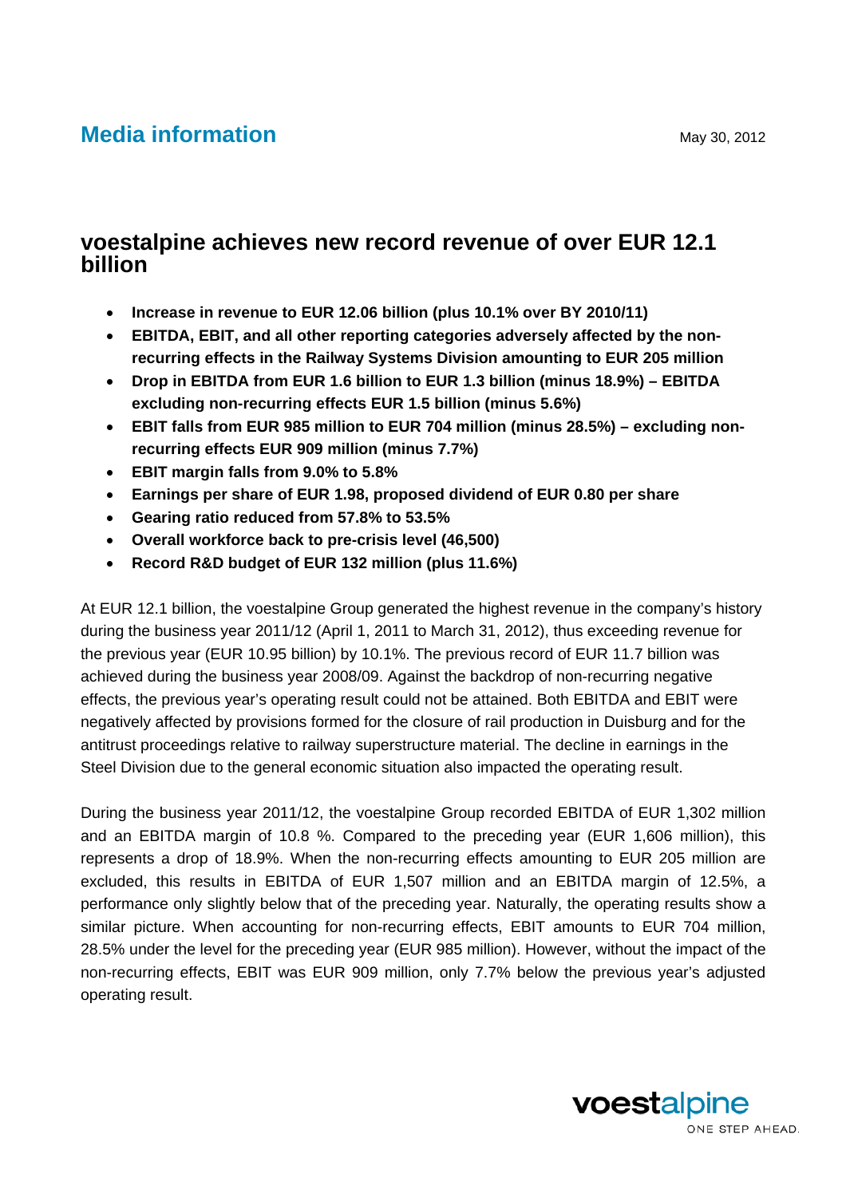**Media information**

May 30, 2012

# voestalpine achieves new record revenue of over EUR 12.1 billion

- **Increase in revenue to EUR 12.06 billion (plus 10.1% over BY 2010/11)**
- **EBITDA, EBIT, and all other reporting categories adversely affected by the non-recurring effects in the Railway Systems Division amounting to EUR 205 million**
- **Drop in EBITDA from EUR 1.6 billion to EUR 1.3 billion (minus 18.9%) – EBITDA excluding non-recurring effects EUR 1.5 billion (minus 5.6%)**
- **EBIT falls from EUR 985 million to EUR 704 million (minus 28.5%) – excluding non-recurring effects EUR 909 million (minus 7.7%)**
- **EBIT margin falls from 9.0% to 5.8%**
- **Earnings per share of EUR 1.98, proposed dividend of EUR 0.80 per share**
- **Gearing ratio reduced from 57.8% to 53.5%**
- **Overall workforce back to pre-crisis level (46,500)**
- **Record R&D budget of EUR 132 million (plus 11.6%)**

At EUR 12.1 billion, the voestalpine Group generated the highest revenue in the company's history during the business year 2011/12 (April 1, 2011 to March 31, 2012), thus exceeding revenue for the previous year (EUR 10.95 billion) by 10.1%. The previous record of EUR 11.7 billion was achieved during the business year 2008/09. Against the backdrop of non-recurring negative effects, the previous year's operating result could not be attained. Both EBITDA and EBIT were negatively affected by provisions formed for the closure of rail production in Duisburg and for the antitrust proceedings relative to railway superstructure material. The decline in earnings in the Steel Division due to the general economic situation also impacted the operating result.

During the business year 2011/12, the voestalpine Group recorded EBITDA of EUR 1,302 million and an EBITDA margin of 10.8 %. Compared to the preceding year (EUR 1,606 million), this represents a drop of 18.9%. When the non-recurring effects amounting to EUR 205 million are excluded, this results in EBITDA of EUR 1,507 million and an EBITDA margin of 12.5%, a performance only slightly below that of the preceding year. Naturally, the operating results show a similar picture. When accounting for non-recurring effects, EBIT amounts to EUR 704 million, 28.5% under the level for the preceding year (EUR 985 million). However, without the impact of the non-recurring effects, EBIT was EUR 909 million, only 7.7% below the previous year's adjusted operating result.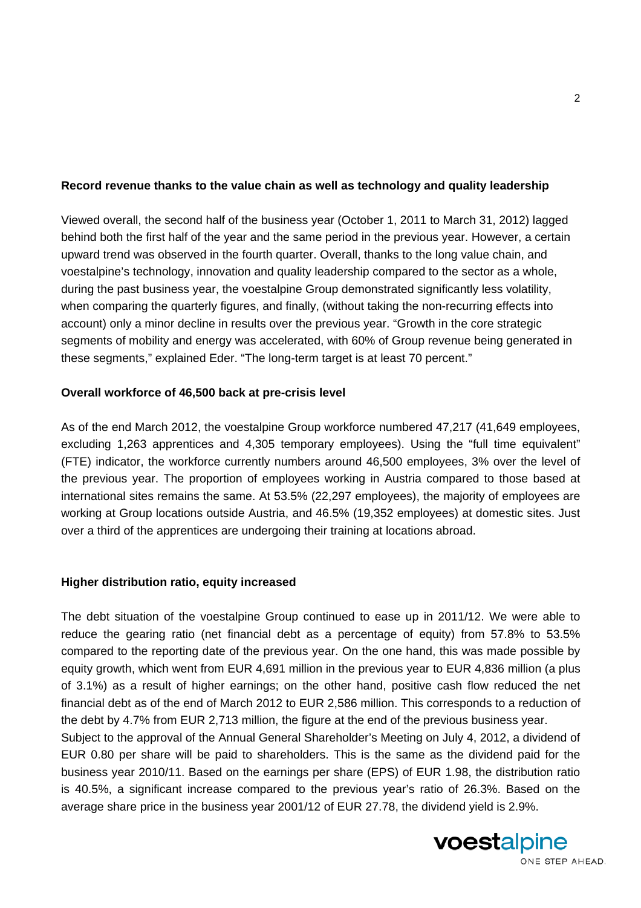**Record revenue thanks to the value chain as well as technology and quality leadership**

Viewed overall, the second half of the business year (October 1, 2011 to March 31, 2012) lagged behind both the first half of the year and the same period in the previous year. However, a certain upward trend was observed in the fourth quarter. Overall, thanks to the long value chain, and voestalpine's technology, innovation and quality leadership compared to the sector as a whole, during the past business year, the voestalpine Group demonstrated significantly less volatility, when comparing the quarterly figures, and finally, (without taking the non-recurring effects into account) only a minor decline in results over the previous year. "Growth in the core strategic segments of mobility and energy was accelerated, with 60% of Group revenue being generated in these segments," explained Eder. "The long-term target is at least 70 percent."

**Overall workforce of 46,500 back at pre-crisis level**

As of the end March 2012, the voestalpine Group workforce numbered 47,217 (41,649 employees, excluding 1,263 apprentices and 4,305 temporary employees). Using the "full time equivalent" (FTE) indicator, the workforce currently numbers around 46,500 employees, 3% over the level of the previous year. The proportion of employees working in Austria compared to those based at international sites remains the same. At 53.5% (22,297 employees), the majority of employees are working at Group locations outside Austria, and 46.5% (19,352 employees) at domestic sites. Just over a third of the apprentices are undergoing their training at locations abroad.

**Higher distribution ratio, equity increased**

The debt situation of the voestalpine Group continued to ease up in 2011/12. We were able to reduce the gearing ratio (net financial debt as a percentage of equity) from 57.8% to 53.5% compared to the reporting date of the previous year. On the one hand, this was made possible by equity growth, which went from EUR 4,691 million in the previous year to EUR 4,836 million (a plus of 3.1%) as a result of higher earnings; on the other hand, positive cash flow reduced the net financial debt as of the end of March 2012 to EUR 2,586 million. This corresponds to a reduction of the debt by 4.7% from EUR 2,713 million, the figure at the end of the previous business year.

Subject to the approval of the Annual General Shareholder's Meeting on July 4, 2012, a dividend of EUR 0.80 per share will be paid to shareholders. This is the same as the dividend paid for the business year 2010/11. Based on the earnings per share (EPS) of EUR 1.98, the distribution ratio is 40.5%, a significant increase compared to the previous year's ratio of 26.3%. Based on the average share price in the business year 2001/12 of EUR 27.78, the dividend yield is 2.9%.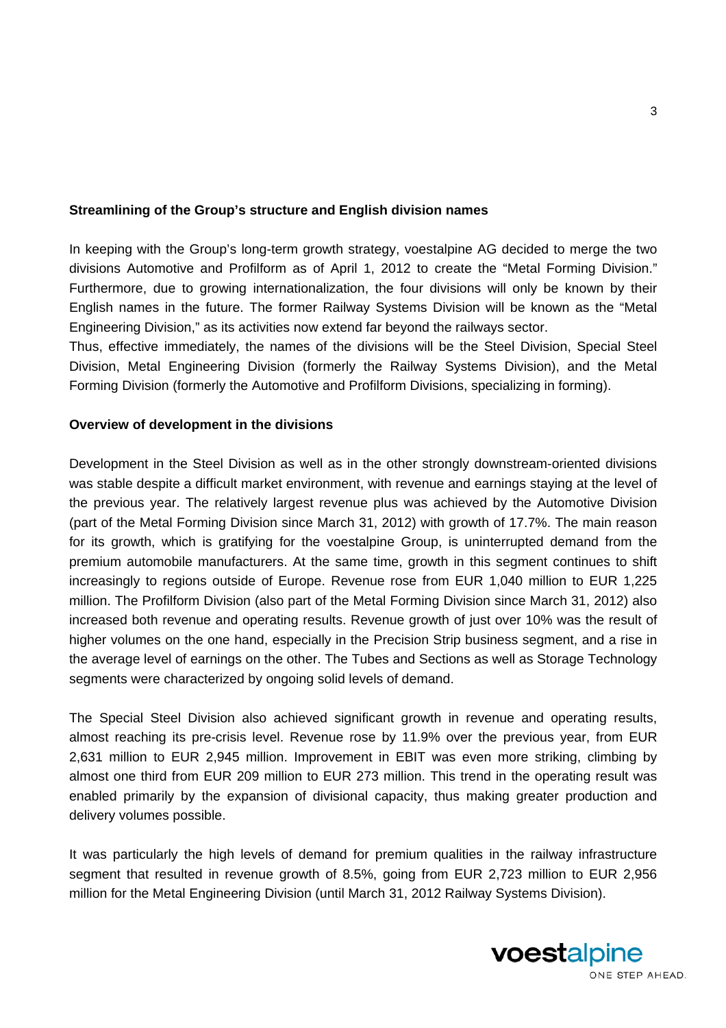**Streamlining of the Group's structure and English division names**

In keeping with the Group's long-term growth strategy, voestalpine AG decided to merge the two divisions Automotive and Profilform as of April 1, 2012 to create the "Metal Forming Division." Furthermore, due to growing internationalization, the four divisions will only be known by their English names in the future. The former Railway Systems Division will be known as the "Metal Engineering Division," as its activities now extend far beyond the railways sector.
Thus, effective immediately, the names of the divisions will be the Steel Division, Special Steel Division, Metal Engineering Division (formerly the Railway Systems Division), and the Metal Forming Division (formerly the Automotive and Profilform Divisions, specializing in forming).

**Overview of development in the divisions**

Development in the Steel Division as well as in the other strongly downstream-oriented divisions was stable despite a difficult market environment, with revenue and earnings staying at the level of the previous year. The relatively largest revenue plus was achieved by the Automotive Division (part of the Metal Forming Division since March 31, 2012) with growth of 17.7%. The main reason for its growth, which is gratifying for the voestalpine Group, is uninterrupted demand from the premium automobile manufacturers. At the same time, growth in this segment continues to shift increasingly to regions outside of Europe. Revenue rose from EUR 1,040 million to EUR 1,225 million. The Profilform Division (also part of the Metal Forming Division since March 31, 2012) also increased both revenue and operating results. Revenue growth of just over 10% was the result of higher volumes on the one hand, especially in the Precision Strip business segment, and a rise in the average level of earnings on the other. The Tubes and Sections as well as Storage Technology segments were characterized by ongoing solid levels of demand.

The Special Steel Division also achieved significant growth in revenue and operating results, almost reaching its pre-crisis level. Revenue rose by 11.9% over the previous year, from EUR 2,631 million to EUR 2,945 million. Improvement in EBIT was even more striking, climbing by almost one third from EUR 209 million to EUR 273 million. This trend in the operating result was enabled primarily by the expansion of divisional capacity, thus making greater production and delivery volumes possible.

It was particularly the high levels of demand for premium qualities in the railway infrastructure segment that resulted in revenue growth of 8.5%, going from EUR 2,723 million to EUR 2,956 million for the Metal Engineering Division (until March 31, 2012 Railway Systems Division).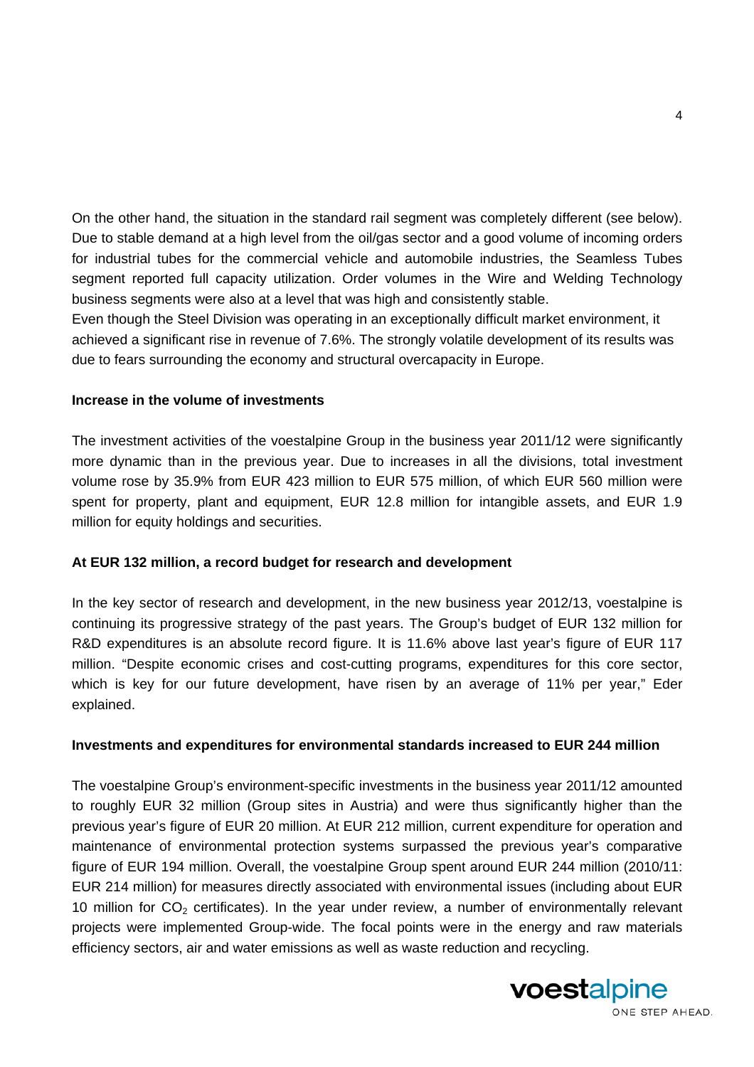On the other hand, the situation in the standard rail segment was completely different (see below). Due to stable demand at a high level from the oil/gas sector and a good volume of incoming orders for industrial tubes for the commercial vehicle and automobile industries, the Seamless Tubes segment reported full capacity utilization. Order volumes in the Wire and Welding Technology business segments were also at a level that was high and consistently stable.

Even though the Steel Division was operating in an exceptionally difficult market environment, it achieved a significant rise in revenue of 7.6%. The strongly volatile development of its results was due to fears surrounding the economy and structural overcapacity in Europe.

**Increase in the volume of investments**

The investment activities of the voestalpine Group in the business year 2011/12 were significantly more dynamic than in the previous year. Due to increases in all the divisions, total investment volume rose by 35.9% from EUR 423 million to EUR 575 million, of which EUR 560 million were spent for property, plant and equipment, EUR 12.8 million for intangible assets, and EUR 1.9 million for equity holdings and securities.

**At EUR 132 million, a record budget for research and development**

In the key sector of research and development, in the new business year 2012/13, voestalpine is continuing its progressive strategy of the past years. The Group's budget of EUR 132 million for R&D expenditures is an absolute record figure. It is 11.6% above last year's figure of EUR 117 million. "Despite economic crises and cost-cutting programs, expenditures for this core sector, which is key for our future development, have risen by an average of 11% per year," Eder explained.

**Investments and expenditures for environmental standards increased to EUR 244 million**

The voestalpine Group's environment-specific investments in the business year 2011/12 amounted to roughly EUR 32 million (Group sites in Austria) and were thus significantly higher than the previous year's figure of EUR 20 million. At EUR 212 million, current expenditure for operation and maintenance of environmental protection systems surpassed the previous year's comparative figure of EUR 194 million. Overall, the voestalpine Group spent around EUR 244 million (2010/11: EUR 214 million) for measures directly associated with environmental issues (including about EUR 10 million for $CO_2$ certificates). In the year under review, a number of environmentally relevant projects were implemented Group-wide. The focal points were in the energy and raw materials efficiency sectors, air and water emissions as well as waste reduction and recycling.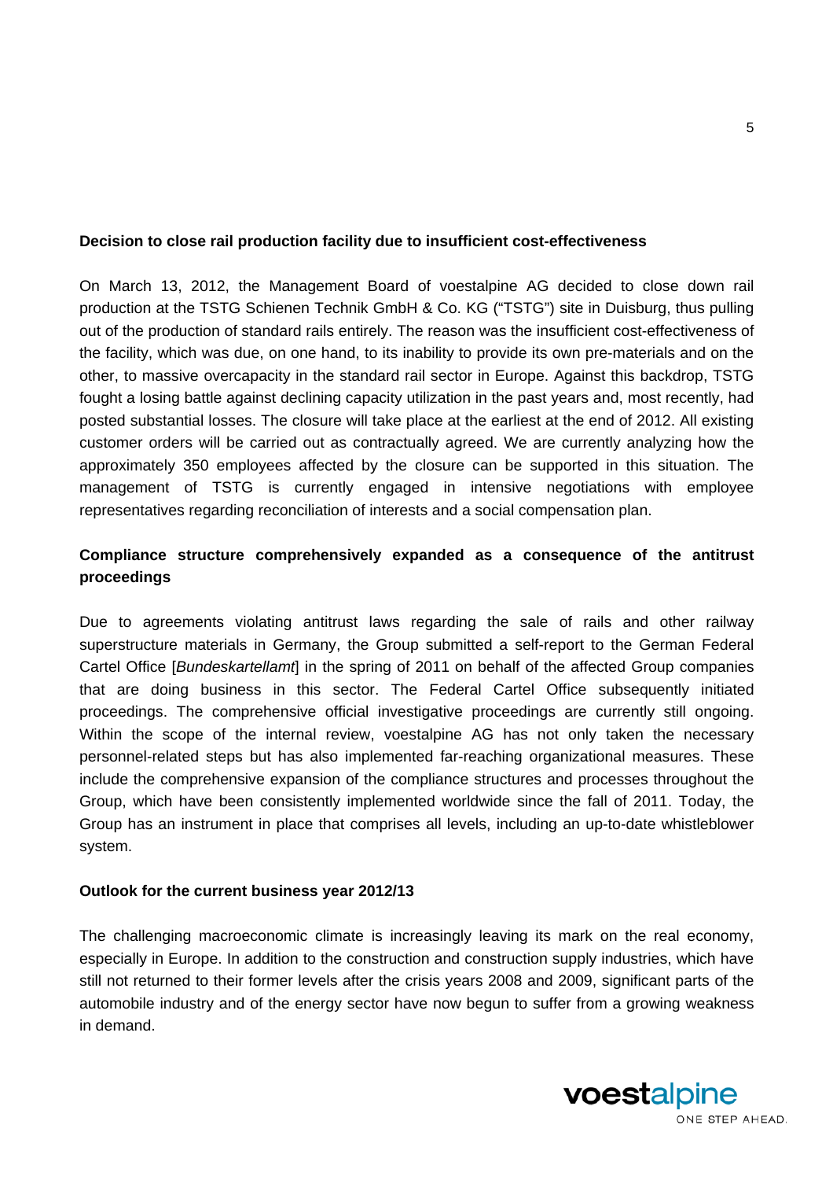**Decision to close rail production facility due to insufficient cost-effectiveness**

On March 13, 2012, the Management Board of voestalpine AG decided to close down rail production at the TSTG Schienen Technik GmbH & Co. KG ("TSTG") site in Duisburg, thus pulling out of the production of standard rails entirely. The reason was the insufficient cost-effectiveness of the facility, which was due, on one hand, to its inability to provide its own pre-materials and on the other, to massive overcapacity in the standard rail sector in Europe. Against this backdrop, TSTG fought a losing battle against declining capacity utilization in the past years and, most recently, had posted substantial losses. The closure will take place at the earliest at the end of 2012. All existing customer orders will be carried out as contractually agreed. We are currently analyzing how the approximately 350 employees affected by the closure can be supported in this situation. The management of TSTG is currently engaged in intensive negotiations with employee representatives regarding reconciliation of interests and a social compensation plan.

**Compliance structure comprehensively expanded as a consequence of the antitrust proceedings**

Due to agreements violating antitrust laws regarding the sale of rails and other railway superstructure materials in Germany, the Group submitted a self-report to the German Federal Cartel Office [*Bundeskartellamt*] in the spring of 2011 on behalf of the affected Group companies that are doing business in this sector. The Federal Cartel Office subsequently initiated proceedings. The comprehensive official investigative proceedings are currently still ongoing. Within the scope of the internal review, voestalpine AG has not only taken the necessary personnel-related steps but has also implemented far-reaching organizational measures. These include the comprehensive expansion of the compliance structures and processes throughout the Group, which have been consistently implemented worldwide since the fall of 2011. Today, the Group has an instrument in place that comprises all levels, including an up-to-date whistleblower system.

**Outlook for the current business year 2012/13**

The challenging macroeconomic climate is increasingly leaving its mark on the real economy, especially in Europe. In addition to the construction and construction supply industries, which have still not returned to their former levels after the crisis years 2008 and 2009, significant parts of the automobile industry and of the energy sector have now begun to suffer from a growing weakness in demand.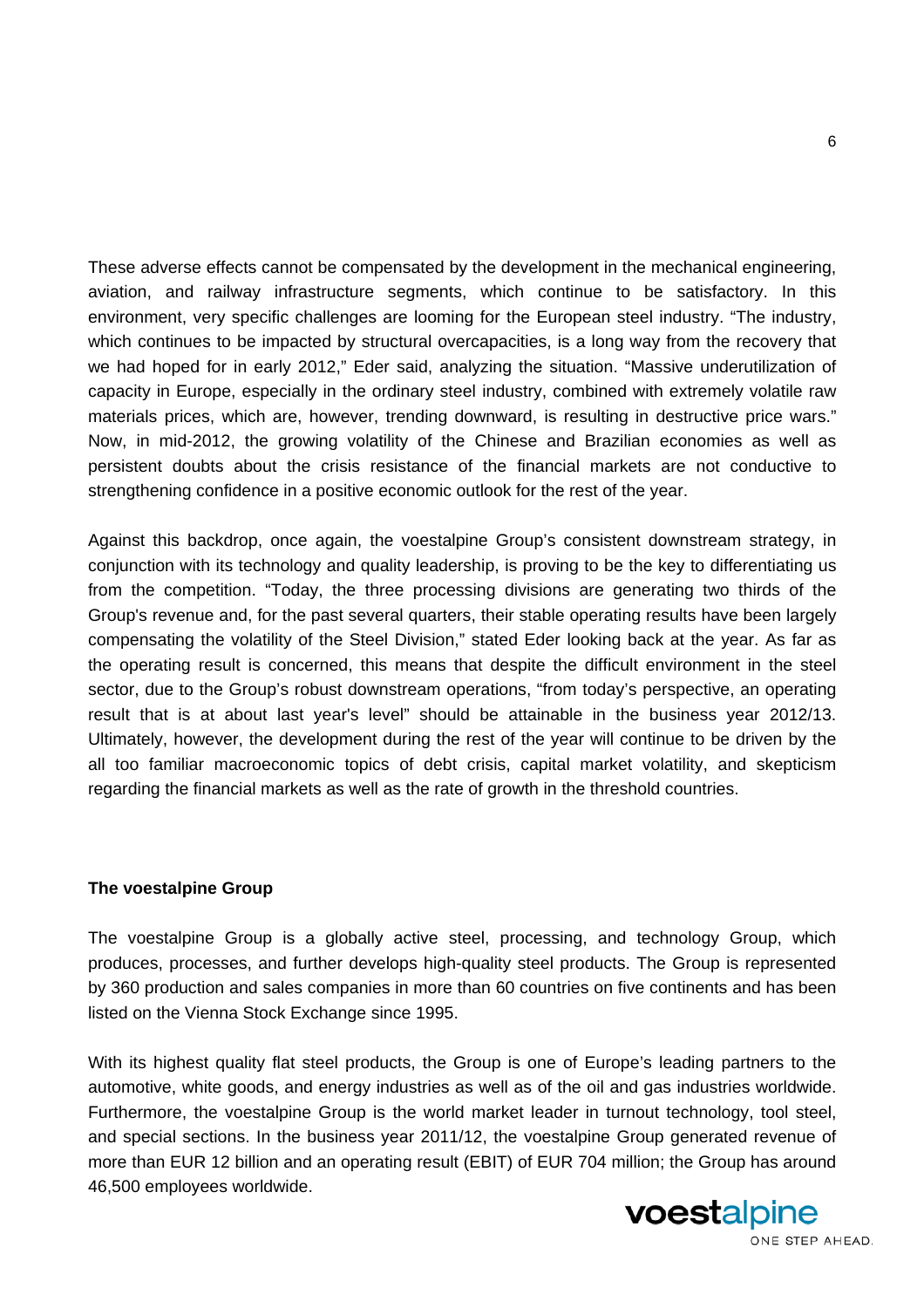These adverse effects cannot be compensated by the development in the mechanical engineering, aviation, and railway infrastructure segments, which continue to be satisfactory. In this environment, very specific challenges are looming for the European steel industry. "The industry, which continues to be impacted by structural overcapacities, is a long way from the recovery that we had hoped for in early 2012," Eder said, analyzing the situation. "Massive underutilization of capacity in Europe, especially in the ordinary steel industry, combined with extremely volatile raw materials prices, which are, however, trending downward, is resulting in destructive price wars." Now, in mid-2012, the growing volatility of the Chinese and Brazilian economies as well as persistent doubts about the crisis resistance of the financial markets are not conductive to strengthening confidence in a positive economic outlook for the rest of the year.

Against this backdrop, once again, the voestalpine Group's consistent downstream strategy, in conjunction with its technology and quality leadership, is proving to be the key to differentiating us from the competition. "Today, the three processing divisions are generating two thirds of the Group's revenue and, for the past several quarters, their stable operating results have been largely compensating the volatility of the Steel Division," stated Eder looking back at the year. As far as the operating result is concerned, this means that despite the difficult environment in the steel sector, due to the Group's robust downstream operations, "from today's perspective, an operating result that is at about last year's level" should be attainable in the business year 2012/13. Ultimately, however, the development during the rest of the year will continue to be driven by the all too familiar macroeconomic topics of debt crisis, capital market volatility, and skepticism regarding the financial markets as well as the rate of growth in the threshold countries.

**The voestalpine Group**

The voestalpine Group is a globally active steel, processing, and technology Group, which produces, processes, and further develops high-quality steel products. The Group is represented by 360 production and sales companies in more than 60 countries on five continents and has been listed on the Vienna Stock Exchange since 1995.

With its highest quality flat steel products, the Group is one of Europe's leading partners to the automotive, white goods, and energy industries as well as of the oil and gas industries worldwide. Furthermore, the voestalpine Group is the world market leader in turnout technology, tool steel, and special sections. In the business year 2011/12, the voestalpine Group generated revenue of more than EUR 12 billion and an operating result (EBIT) of EUR 704 million; the Group has around 46,500 employees worldwide.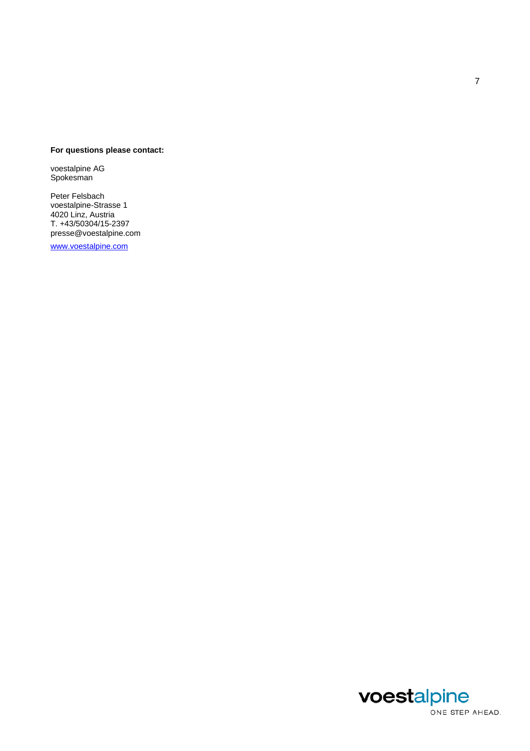**For questions please contact:**

voestalpine AG  
Spokesman

Peter Felsbach  
voestalpine-Strasse 1  
4020 Linz, Austria  
T. +43/50304/15-2397  
presse@voestalpine.com

www.voestalpine.com